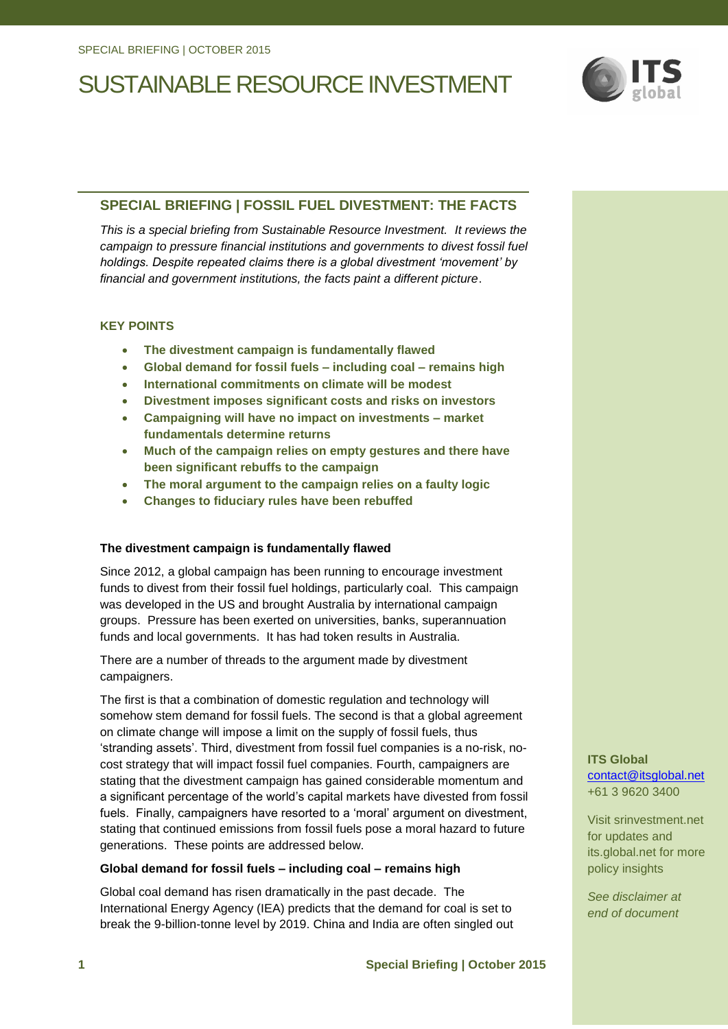SPECIAL BRIEFING | OCTOBER 2015

# SUSTAINABLE RESOURCE INVESTMENT

## SPECIAL BRIEFING | FOSSIL FUEL DIVESTMENT: THE FACTS

*This is a special briefing from Sustainable Resource Investment. It reviews the campaign to pressure financial institutions and governments to divest fossil fuel holdings. Despite repeated claims there is a global divestment 'movement' by financial and government institutions, the facts paint a different picture*.

### KEY POINTS

- **The divestment campaign is fundamentally flawed**
- **Global demand for fossil fuels – including coal – remains high**
- **International commitments on climate will be modest**
- **Divestment imposes significant costs and risks on investors**
- **Campaigning will have no impact on investments – market fundamentals determine returns**
- **Much of the campaign relies on empty gestures and there have been significant rebuffs to the campaign**
- **The moral argument to the campaign relies on a faulty logic**
- **Changes to fiduciary rules have been rebuffed**

**The divestment campaign is fundamentally flawed**

Since 2012, a global campaign has been running to encourage investment funds to divest from their fossil fuel holdings, particularly coal. This campaign was developed in the US and brought Australia by international campaign groups. Pressure has been exerted on universities, banks, superannuation funds and local governments. It has had token results in Australia.

There are a number of threads to the argument made by divestment campaigners.

The first is that a combination of domestic regulation and technology will somehow stem demand for fossil fuels. The second is that a global agreement on climate change will impose a limit on the supply of fossil fuels, thus 'stranding assets'. Third, divestment from fossil fuel companies is a no-risk, no-cost strategy that will impact fossil fuel companies. Fourth, campaigners are stating that the divestment campaign has gained considerable momentum and a significant percentage of the world's capital markets have divested from fossil fuels. Finally, campaigners have resorted to a 'moral' argument on divestment, stating that continued emissions from fossil fuels pose a moral hazard to future generations. These points are addressed below.

**Global demand for fossil fuels – including coal – remains high**

Global coal demand has risen dramatically in the past decade. The International Energy Agency (IEA) predicts that the demand for coal is set to break the 9-billion-tonne level by 2019. China and India are often singled out

**ITS Global**
contact@itsglobal.net
+61 3 9620 3400

Visit srinvestment.net for updates and its.global.net for more policy insights

*See disclaimer at end of document*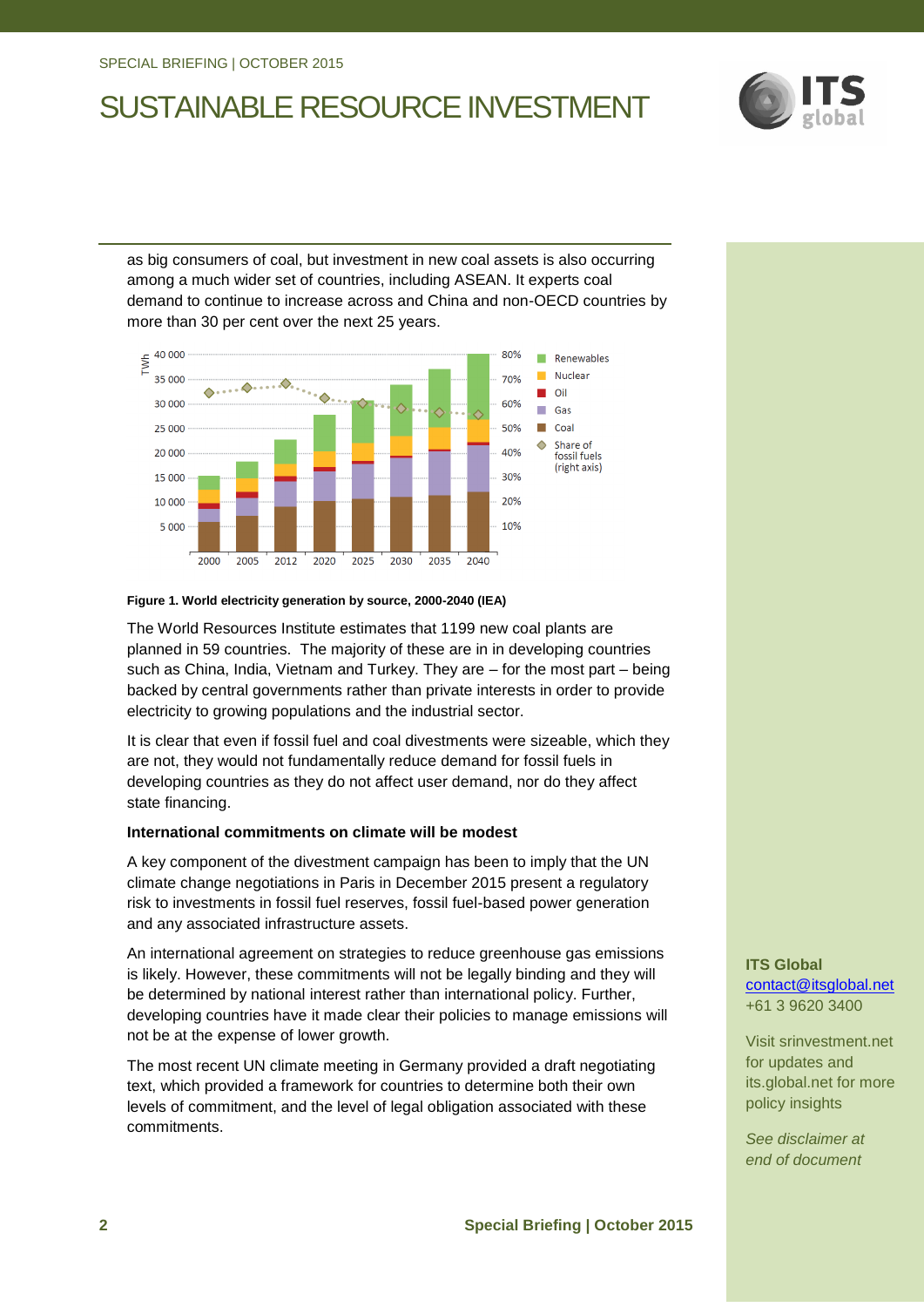as big consumers of coal, but investment in new coal assets is also occurring among a much wider set of countries, including ASEAN. It experts coal demand to continue to increase across and China and non-OECD countries by more than 30 per cent over the next 25 years.

**Figure 1. World electricity generation by source, 2000-2040 (IEA)**

The World Resources Institute estimates that 1199 new coal plants are planned in 59 countries. The majority of these are in in developing countries such as China, India, Vietnam and Turkey. They are – for the most part – being backed by central governments rather than private interests in order to provide electricity to growing populations and the industrial sector.

It is clear that even if fossil fuel and coal divestments were sizeable, which they are not, they would not fundamentally reduce demand for fossil fuels in developing countries as they do not affect user demand, nor do they affect state financing.

**International commitments on climate will be modest**

A key component of the divestment campaign has been to imply that the UN climate change negotiations in Paris in December 2015 present a regulatory risk to investments in fossil fuel reserves, fossil fuel-based power generation and any associated infrastructure assets.

An international agreement on strategies to reduce greenhouse gas emissions is likely. However, these commitments will not be legally binding and they will be determined by national interest rather than international policy. Further, developing countries have it made clear their policies to manage emissions will not be at the expense of lower growth.

The most recent UN climate meeting in Germany provided a draft negotiating text, which provided a framework for countries to determine both their own levels of commitment, and the level of legal obligation associated with these commitments.

**ITS Global**
contact@itsglobal.net
+61 3 9620 3400

Visit srinvestment.net for updates and its.global.net for more policy insights

*See disclaimer at end of document*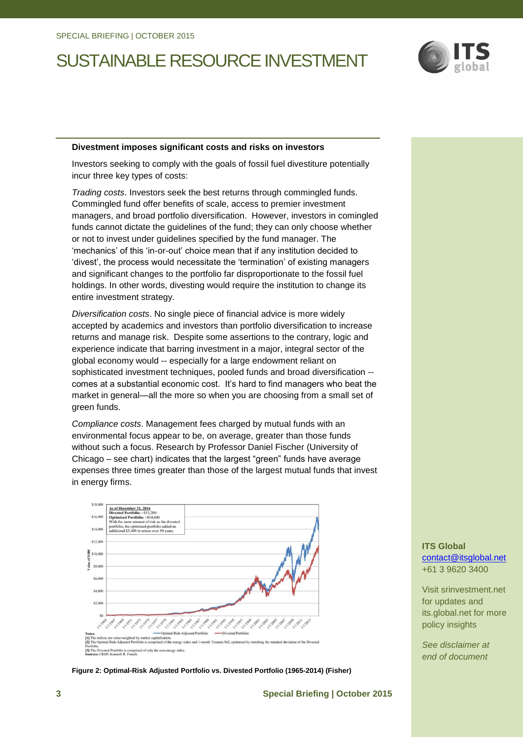#### Divestment imposes significant costs and risks on investors

Investors seeking to comply with the goals of fossil fuel divestiture potentially incur three key types of costs:

*Trading costs*. Investors seek the best returns through commingled funds. Commingled fund offer benefits of scale, access to premier investment managers, and broad portfolio diversification. However, investors in comingled funds cannot dictate the guidelines of the fund; they can only choose whether or not to invest under guidelines specified by the fund manager. The 'mechanics' of this 'in-or-out' choice mean that if any institution decided to 'divest', the process would necessitate the 'termination' of existing managers and significant changes to the portfolio far disproportionate to the fossil fuel holdings. In other words, divesting would require the institution to change its entire investment strategy.

*Diversification costs*. No single piece of financial advice is more widely accepted by academics and investors than portfolio diversification to increase returns and manage risk. Despite some assertions to the contrary, logic and experience indicate that barring investment in a major, integral sector of the global economy would -- especially for a large endowment reliant on sophisticated investment techniques, pooled funds and broad diversification -- comes at a substantial economic cost. It's hard to find managers who beat the market in general—all the more so when you are choosing from a small set of green funds.

*Compliance costs*. Management fees charged by mutual funds with an environmental focus appear to be, on average, greater than those funds without such a focus. Research by Professor Daniel Fischer (University of Chicago – see chart) indicates that the largest "green" funds have average expenses three times greater than those of the largest mutual funds that invest in energy firms.

**Figure 2: Optimal-Risk Adjusted Portfolio vs. Divested Portfolio (1965-2014) (Fisher)**

**ITS Global**
contact@itsglobal.net
+61 3 9620 3400

Visit srinvestment.net for updates and its.global.net for more policy insights

*See disclaimer at end of document*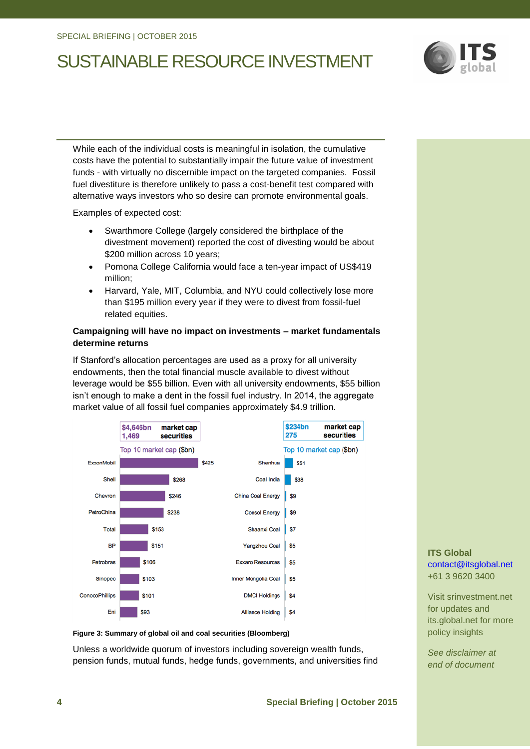While each of the individual costs is meaningful in isolation, the cumulative costs have the potential to substantially impair the future value of investment funds - with virtually no discernible impact on the targeted companies. Fossil fuel divestiture is therefore unlikely to pass a cost-benefit test compared with alternative ways investors who so desire can promote environmental goals.

Examples of expected cost:

- Swarthmore College (largely considered the birthplace of the divestment movement) reported the cost of divesting would be about $200 million across 10 years;
- Pomona College California would face a ten-year impact of US$419 million;
- Harvard, Yale, MIT, Columbia, and NYU could collectively lose more than $195 million every year if they were to divest from fossil-fuel related equities.

**Campaigning will have no impact on investments – market fundamentals determine returns**

If Stanford's allocation percentages are used as a proxy for all university endowments, then the total financial muscle available to divest without leverage would be $55 billion. Even with all university endowments, $55 billion isn't enough to make a dent in the fossil fuel industry. In 2014, the aggregate market value of all fossil fuel companies approximately $4.9 trillion.

| $4,646bn | market cap |
|---|---|
| 1,469 | securities |

Top 10 market cap ($bn)

| Company | Market cap ($bn) |
|---|---|
| ExxonMobil | $425 |
| Shell | $268 |
| Chevron | $246 |
| PetroChina | $238 |
| Total | $153 |
| BP | $151 |
| Petrobras | $106 |
| Sinopec | $103 |
| ConocoPhillips | $101 |
| Eni | $93 |

| $234bn | market cap |
|---|---|
| 275 | securities |

Top 10 market cap ($bn)

| Company | Market cap ($bn) |
|---|---|
| Shenhua | $51 |
| Coal India | $38 |
| China Coal Energy | $9 |
| Consol Energy | $9 |
| Shaanxi Coal | $7 |
| Yangzhou Coal | $5 |
| Exxaro Resources | $5 |
| Inner Mongolia Coal | $5 |
| DMCI Holdings | $4 |
| Alliance Holding | $4 |

**Figure 3: Summary of global oil and coal securities (Bloomberg)**

Unless a worldwide quorum of investors including sovereign wealth funds, pension funds, mutual funds, hedge funds, governments, and universities find

**ITS Global**
contact@itsglobal.net
+61 3 9620 3400

Visit srinvestment.net for updates and its.global.net for more policy insights

*See disclaimer at end of document*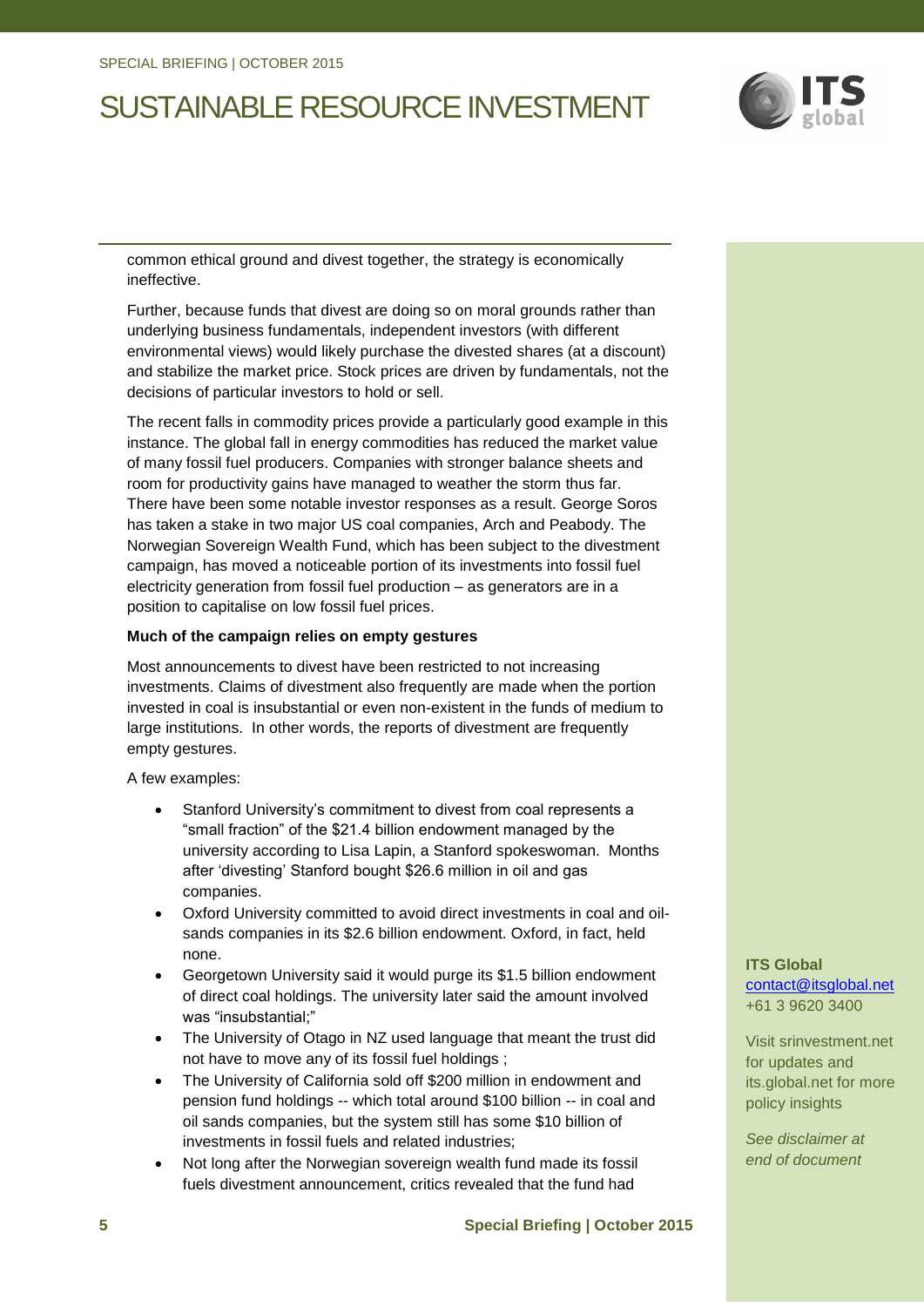common ethical ground and divest together, the strategy is economically ineffective.

Further, because funds that divest are doing so on moral grounds rather than underlying business fundamentals, independent investors (with different environmental views) would likely purchase the divested shares (at a discount) and stabilize the market price. Stock prices are driven by fundamentals, not the decisions of particular investors to hold or sell.

The recent falls in commodity prices provide a particularly good example in this instance. The global fall in energy commodities has reduced the market value of many fossil fuel producers. Companies with stronger balance sheets and room for productivity gains have managed to weather the storm thus far. There have been some notable investor responses as a result. George Soros has taken a stake in two major US coal companies, Arch and Peabody. The Norwegian Sovereign Wealth Fund, which has been subject to the divestment campaign, has moved a noticeable portion of its investments into fossil fuel electricity generation from fossil fuel production – as generators are in a position to capitalise on low fossil fuel prices.

**Much of the campaign relies on empty gestures**

Most announcements to divest have been restricted to not increasing investments. Claims of divestment also frequently are made when the portion invested in coal is insubstantial or even non-existent in the funds of medium to large institutions. In other words, the reports of divestment are frequently empty gestures.

A few examples:

- Stanford University's commitment to divest from coal represents a "small fraction" of the $21.4 billion endowment managed by the university according to Lisa Lapin, a Stanford spokeswoman. Months after 'divesting' Stanford bought $26.6 million in oil and gas companies.
- Oxford University committed to avoid direct investments in coal and oil-sands companies in its $2.6 billion endowment. Oxford, in fact, held none.
- Georgetown University said it would purge its $1.5 billion endowment of direct coal holdings. The university later said the amount involved was "insubstantial;"
- The University of Otago in NZ used language that meant the trust did not have to move any of its fossil fuel holdings ;
- The University of California sold off $200 million in endowment and pension fund holdings -- which total around $100 billion -- in coal and oil sands companies, but the system still has some $10 billion of investments in fossil fuels and related industries;
- Not long after the Norwegian sovereign wealth fund made its fossil fuels divestment announcement, critics revealed that the fund had

**ITS Global**
contact@itsglobal.net
+61 3 9620 3400

Visit srinvestment.net for updates and its.global.net for more policy insights

*See disclaimer at end of document*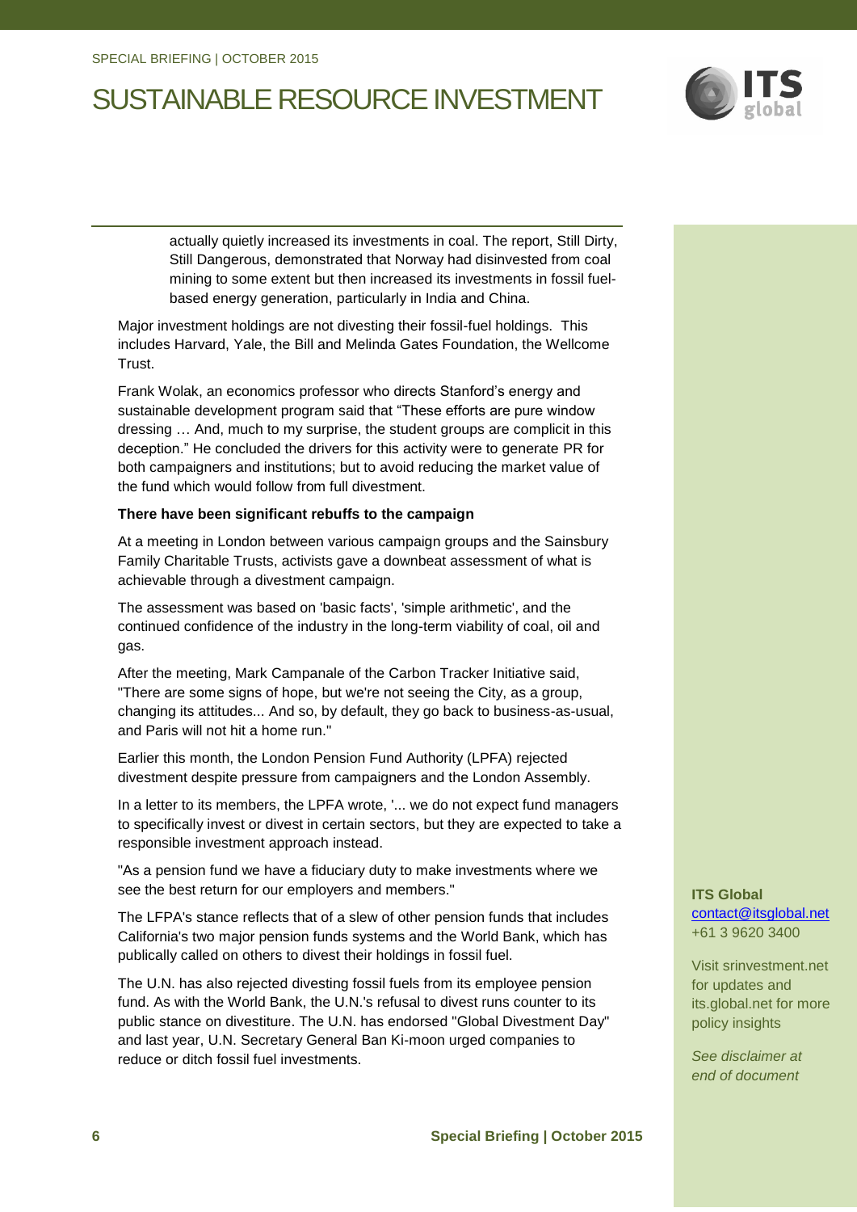actually quietly increased its investments in coal. The report, Still Dirty, Still Dangerous, demonstrated that Norway had disinvested from coal mining to some extent but then increased its investments in fossil fuel-based energy generation, particularly in India and China.

Major investment holdings are not divesting their fossil-fuel holdings. This includes Harvard, Yale, the Bill and Melinda Gates Foundation, the Wellcome Trust.

Frank Wolak, an economics professor who directs Stanford's energy and sustainable development program said that "These efforts are pure window dressing … And, much to my surprise, the student groups are complicit in this deception." He concluded the drivers for this activity were to generate PR for both campaigners and institutions; but to avoid reducing the market value of the fund which would follow from full divestment.

**There have been significant rebuffs to the campaign**

At a meeting in London between various campaign groups and the Sainsbury Family Charitable Trusts, activists gave a downbeat assessment of what is achievable through a divestment campaign.

The assessment was based on 'basic facts', 'simple arithmetic', and the continued confidence of the industry in the long-term viability of coal, oil and gas.

After the meeting, Mark Campanale of the Carbon Tracker Initiative said, "There are some signs of hope, but we're not seeing the City, as a group, changing its attitudes... And so, by default, they go back to business-as-usual, and Paris will not hit a home run."

Earlier this month, the London Pension Fund Authority (LPFA) rejected divestment despite pressure from campaigners and the London Assembly.

In a letter to its members, the LPFA wrote, '... we do not expect fund managers to specifically invest or divest in certain sectors, but they are expected to take a responsible investment approach instead.

"As a pension fund we have a fiduciary duty to make investments where we see the best return for our employers and members."

The LFPA's stance reflects that of a slew of other pension funds that includes California's two major pension funds systems and the World Bank, which has publically called on others to divest their holdings in fossil fuel.

The U.N. has also rejected divesting fossil fuels from its employee pension fund. As with the World Bank, the U.N.'s refusal to divest runs counter to its public stance on divestiture. The U.N. has endorsed "Global Divestment Day" and last year, U.N. Secretary General Ban Ki-moon urged companies to reduce or ditch fossil fuel investments.

**ITS Global**
contact@itsglobal.net
+61 3 9620 3400

Visit srinvestment.net for updates and its.global.net for more policy insights

*See disclaimer at end of document*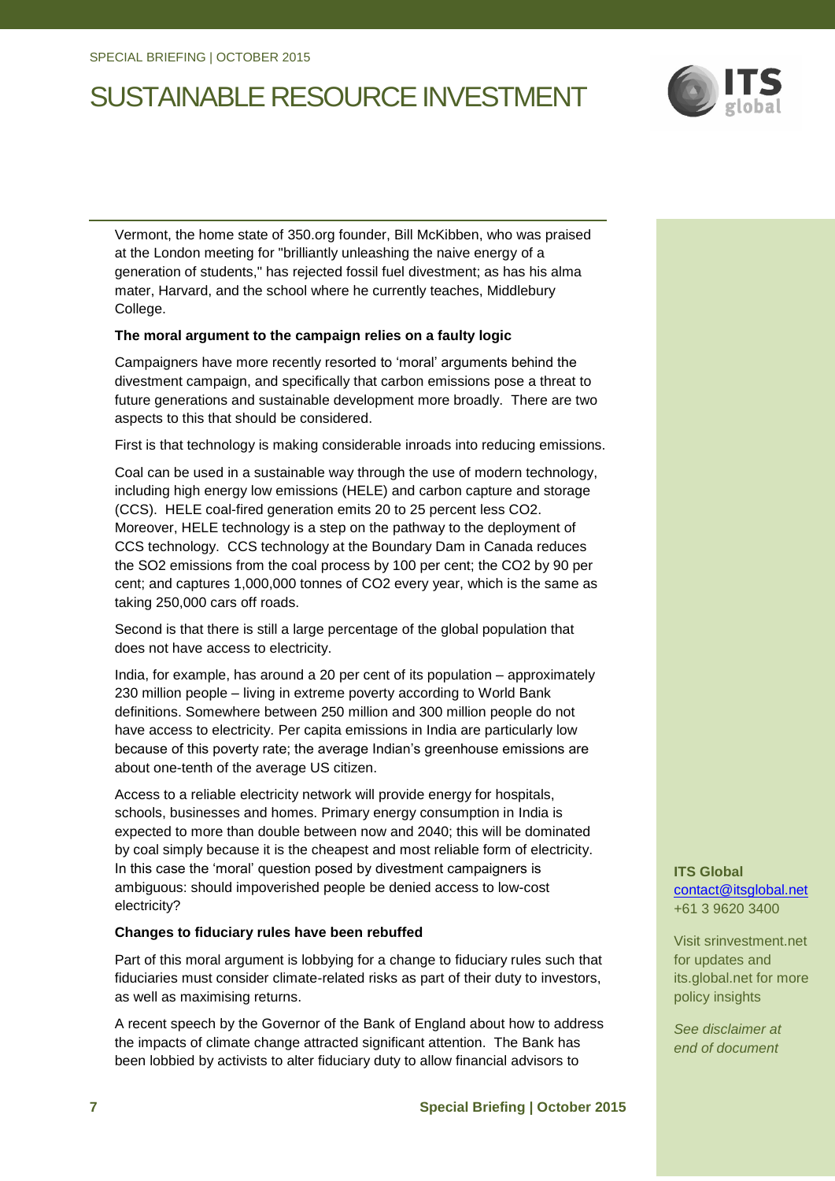Vermont, the home state of 350.org founder, Bill McKibben, who was praised at the London meeting for "brilliantly unleashing the naive energy of a generation of students," has rejected fossil fuel divestment; as has his alma mater, Harvard, and the school where he currently teaches, Middlebury College.

**The moral argument to the campaign relies on a faulty logic**

Campaigners have more recently resorted to 'moral' arguments behind the divestment campaign, and specifically that carbon emissions pose a threat to future generations and sustainable development more broadly. There are two aspects to this that should be considered.

First is that technology is making considerable inroads into reducing emissions.

Coal can be used in a sustainable way through the use of modern technology, including high energy low emissions (HELE) and carbon capture and storage (CCS). HELE coal-fired generation emits 20 to 25 percent less $CO_2$. Moreover, HELE technology is a step on the pathway to the deployment of CCS technology. CCS technology at the Boundary Dam in Canada reduces the $SO_2$ emissions from the coal process by 100 per cent; the $CO_2$ by 90 per cent; and captures 1,000,000 tonnes of $CO_2$ every year, which is the same as taking 250,000 cars off roads.

Second is that there is still a large percentage of the global population that does not have access to electricity.

India, for example, has around a 20 per cent of its population – approximately 230 million people – living in extreme poverty according to World Bank definitions. Somewhere between 250 million and 300 million people do not have access to electricity. Per capita emissions in India are particularly low because of this poverty rate; the average Indian's greenhouse emissions are about one-tenth of the average US citizen.

Access to a reliable electricity network will provide energy for hospitals, schools, businesses and homes. Primary energy consumption in India is expected to more than double between now and 2040; this will be dominated by coal simply because it is the cheapest and most reliable form of electricity. In this case the 'moral' question posed by divestment campaigners is ambiguous: should impoverished people be denied access to low-cost electricity?

**Changes to fiduciary rules have been rebuffed**

Part of this moral argument is lobbying for a change to fiduciary rules such that fiduciaries must consider climate-related risks as part of their duty to investors, as well as maximising returns.

A recent speech by the Governor of the Bank of England about how to address the impacts of climate change attracted significant attention. The Bank has been lobbied by activists to alter fiduciary duty to allow financial advisors to

**ITS Global**
contact@itsglobal.net
+61 3 9620 3400

Visit srinvestment.net for updates and its.global.net for more policy insights

*See disclaimer at end of document*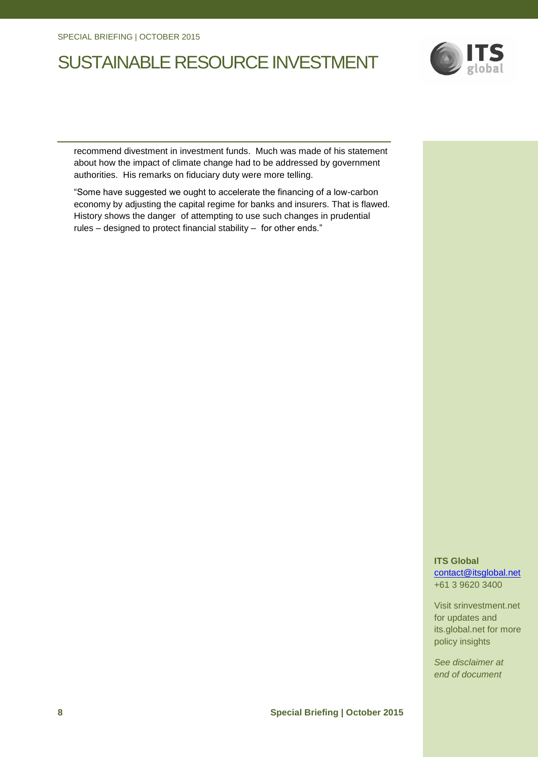recommend divestment in investment funds. Much was made of his statement about how the impact of climate change had to be addressed by government authorities. His remarks on fiduciary duty were more telling.

"Some have suggested we ought to accelerate the financing of a low-carbon economy by adjusting the capital regime for banks and insurers. That is flawed. History shows the danger of attempting to use such changes in prudential rules – designed to protect financial stability – for other ends."

**ITS Global**
contact@itsglobal.net
+61 3 9620 3400

Visit srinvestment.net for updates and its.global.net for more policy insights

*See disclaimer at end of document*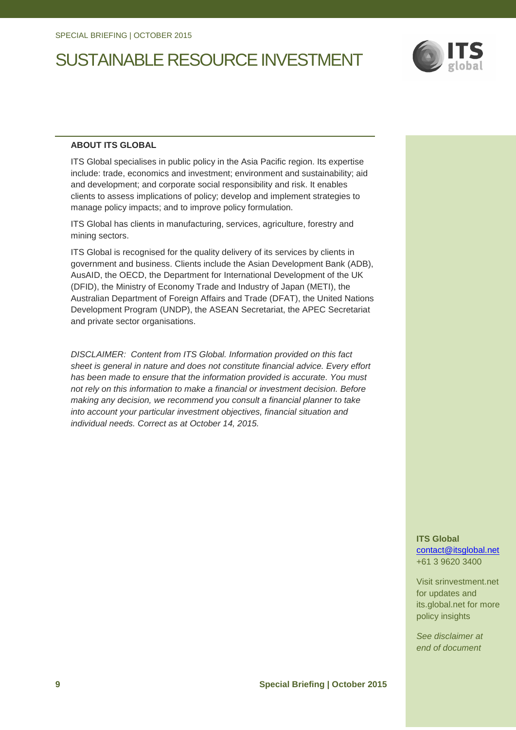## ABOUT ITS GLOBAL

ITS Global specialises in public policy in the Asia Pacific region. Its expertise include: trade, economics and investment; environment and sustainability; aid and development; and corporate social responsibility and risk. It enables clients to assess implications of policy; develop and implement strategies to manage policy impacts; and to improve policy formulation.

ITS Global has clients in manufacturing, services, agriculture, forestry and mining sectors.

ITS Global is recognised for the quality delivery of its services by clients in government and business. Clients include the Asian Development Bank (ADB), AusAID, the OECD, the Department for International Development of the UK (DFID), the Ministry of Economy Trade and Industry of Japan (METI), the Australian Department of Foreign Affairs and Trade (DFAT), the United Nations Development Program (UNDP), the ASEAN Secretariat, the APEC Secretariat and private sector organisations.

*DISCLAIMER: Content from ITS Global. Information provided on this fact sheet is general in nature and does not constitute financial advice. Every effort has been made to ensure that the information provided is accurate. You must not rely on this information to make a financial or investment decision. Before making any decision, we recommend you consult a financial planner to take into account your particular investment objectives, financial situation and individual needs. Correct as at October 14, 2015.*

**ITS Global**
contact@itsglobal.net
+61 3 9620 3400

Visit srinvestment.net for updates and its.global.net for more policy insights

*See disclaimer at end of document*